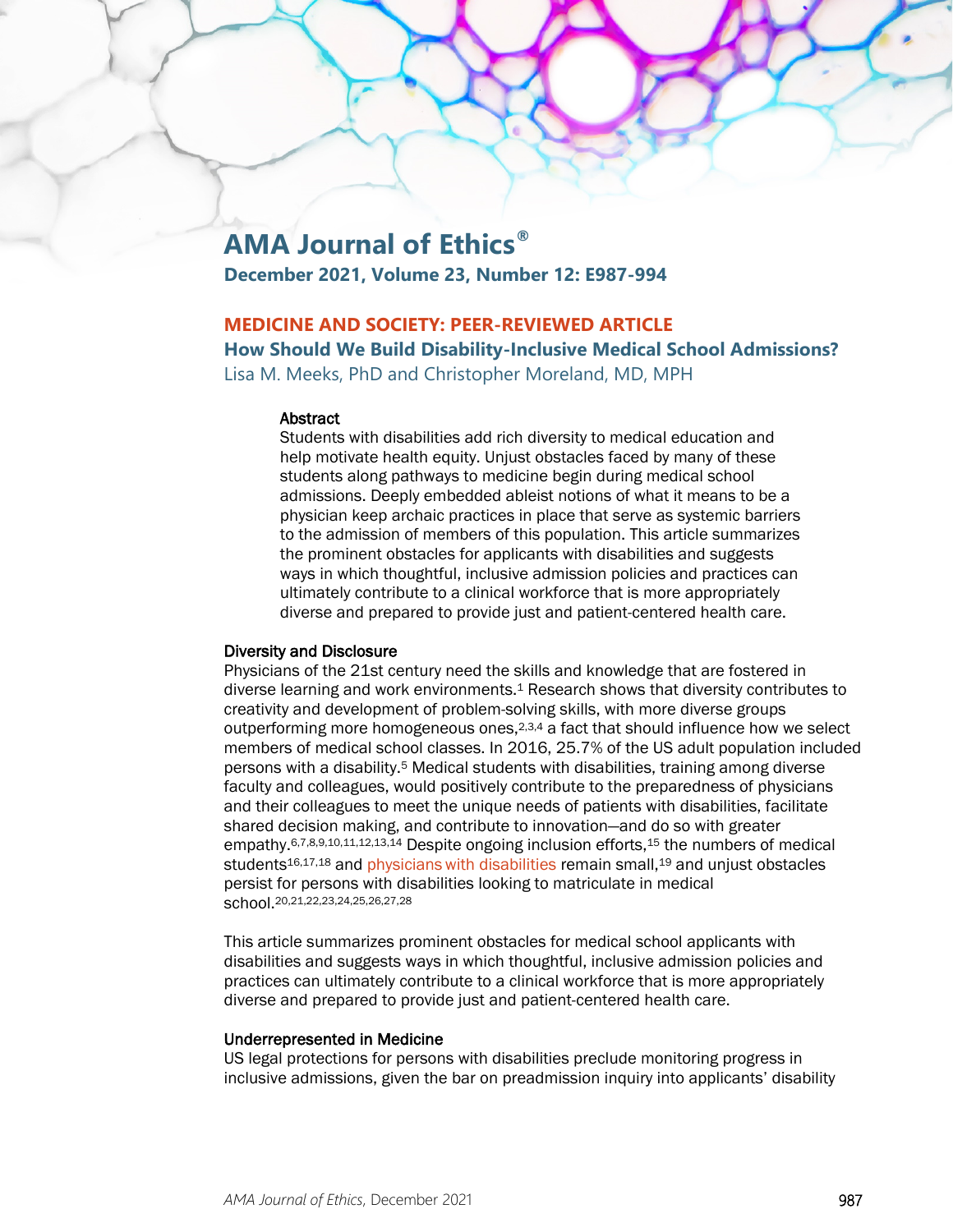# AMA Journal of Ethics®

**December 2021, Volume 23, Number 12: E987-994**

**MEDICINE AND SOCIETY: PEER-REVIEWED ARTICLE**

## How Should We Build Disability-Inclusive Medical School Admissions?

Lisa M. Meeks, PhD and Christopher Moreland, MD, MPH

### Abstract

Students with disabilities add rich diversity to medical education and help motivate health equity. Unjust obstacles faced by many of these students along pathways to medicine begin during medical school admissions. Deeply embedded ableist notions of what it means to be a physician keep archaic practices in place that serve as systemic barriers to the admission of members of this population. This article summarizes the prominent obstacles for applicants with disabilities and suggests ways in which thoughtful, inclusive admission policies and practices can ultimately contribute to a clinical workforce that is more appropriately diverse and prepared to provide just and patient-centered health care.

### Diversity and Disclosure

Physicians of the 21st century need the skills and knowledge that are fostered in diverse learning and work environments.[1] Research shows that diversity contributes to creativity and development of problem-solving skills, with more diverse groups outperforming more homogeneous ones,[2,3,4] a fact that should influence how we select members of medical school classes. In 2016, 25.7% of the US adult population included persons with a disability.[5] Medical students with disabilities, training among diverse faculty and colleagues, would positively contribute to the preparedness of physicians and their colleagues to meet the unique needs of patients with disabilities, facilitate shared decision making, and contribute to innovation—and do so with greater empathy.[6,7,8,9,10,11,12,13,14] Despite ongoing inclusion efforts,[15] the numbers of medical students[16,17,18] and physicians with disabilities remain small,[19] and unjust obstacles persist for persons with disabilities looking to matriculate in medical school.[20,21,22,23,24,25,26,27,28]

This article summarizes prominent obstacles for medical school applicants with disabilities and suggests ways in which thoughtful, inclusive admission policies and practices can ultimately contribute to a clinical workforce that is more appropriately diverse and prepared to provide just and patient-centered health care.

### Underrepresented in Medicine

US legal protections for persons with disabilities preclude monitoring progress in inclusive admissions, given the bar on preadmission inquiry into applicants' disability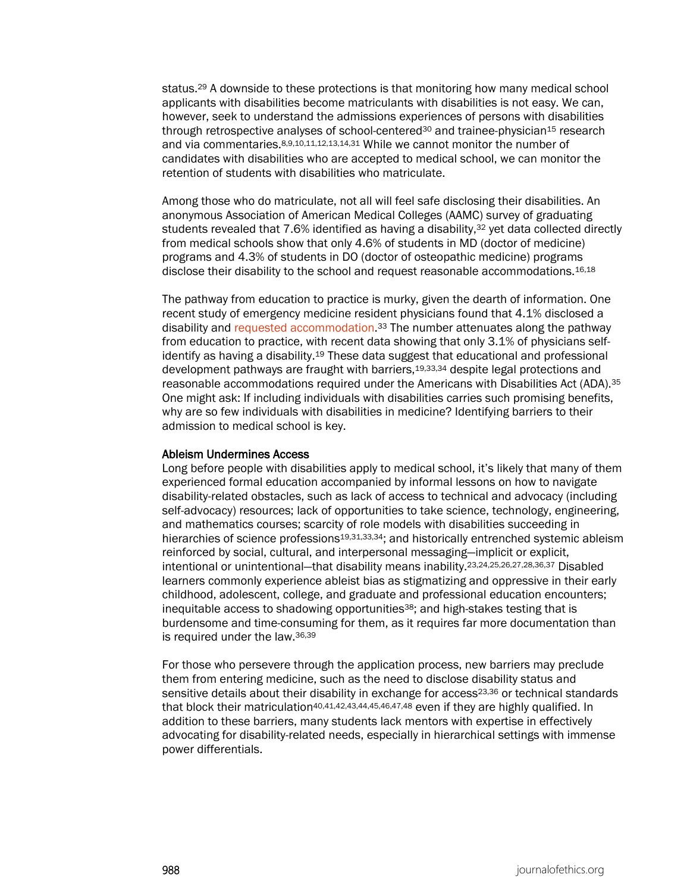status.[29] A downside to these protections is that monitoring how many medical school applicants with disabilities become matriculants with disabilities is not easy. We can, however, seek to understand the admissions experiences of persons with disabilities through retrospective analyses of school-centered[30] and trainee-physician[15] research and via commentaries.[8,9,10,11,12,13,14,31] While we cannot monitor the number of candidates with disabilities who are accepted to medical school, we can monitor the retention of students with disabilities who matriculate.

Among those who do matriculate, not all will feel safe disclosing their disabilities. An anonymous Association of American Medical Colleges (AAMC) survey of graduating students revealed that 7.6% identified as having a disability,[32] yet data collected directly from medical schools show that only 4.6% of students in MD (doctor of medicine) programs and 4.3% of students in DO (doctor of osteopathic medicine) programs disclose their disability to the school and request reasonable accommodations.[16,18]

The pathway from education to practice is murky, given the dearth of information. One recent study of emergency medicine resident physicians found that 4.1% disclosed a disability and requested accommodation.[33] The number attenuates along the pathway from education to practice, with recent data showing that only 3.1% of physicians self-identify as having a disability.[19] These data suggest that educational and professional development pathways are fraught with barriers,[19,33,34] despite legal protections and reasonable accommodations required under the Americans with Disabilities Act (ADA).[35] One might ask: If including individuals with disabilities carries such promising benefits, why are so few individuals with disabilities in medicine? Identifying barriers to their admission to medical school is key.

### Ableism Undermines Access

Long before people with disabilities apply to medical school, it's likely that many of them experienced formal education accompanied by informal lessons on how to navigate disability-related obstacles, such as lack of access to technical and advocacy (including self-advocacy) resources; lack of opportunities to take science, technology, engineering, and mathematics courses; scarcity of role models with disabilities succeeding in hierarchies of science professions[19,31,33,34]; and historically entrenched systemic ableism reinforced by social, cultural, and interpersonal messaging—implicit or explicit, intentional or unintentional—that disability means inability.[23,24,25,26,27,28,36,37] Disabled learners commonly experience ableist bias as stigmatizing and oppressive in their early childhood, adolescent, college, and graduate and professional education encounters; inequitable access to shadowing opportunities[38]; and high-stakes testing that is burdensome and time-consuming for them, as it requires far more documentation than is required under the law.[36,39]

For those who persevere through the application process, new barriers may preclude them from entering medicine, such as the need to disclose disability status and sensitive details about their disability in exchange for access[23,36] or technical standards that block their matriculation[40,41,42,43,44,45,46,47,48] even if they are highly qualified. In addition to these barriers, many students lack mentors with expertise in effectively advocating for disability-related needs, especially in hierarchical settings with immense power differentials.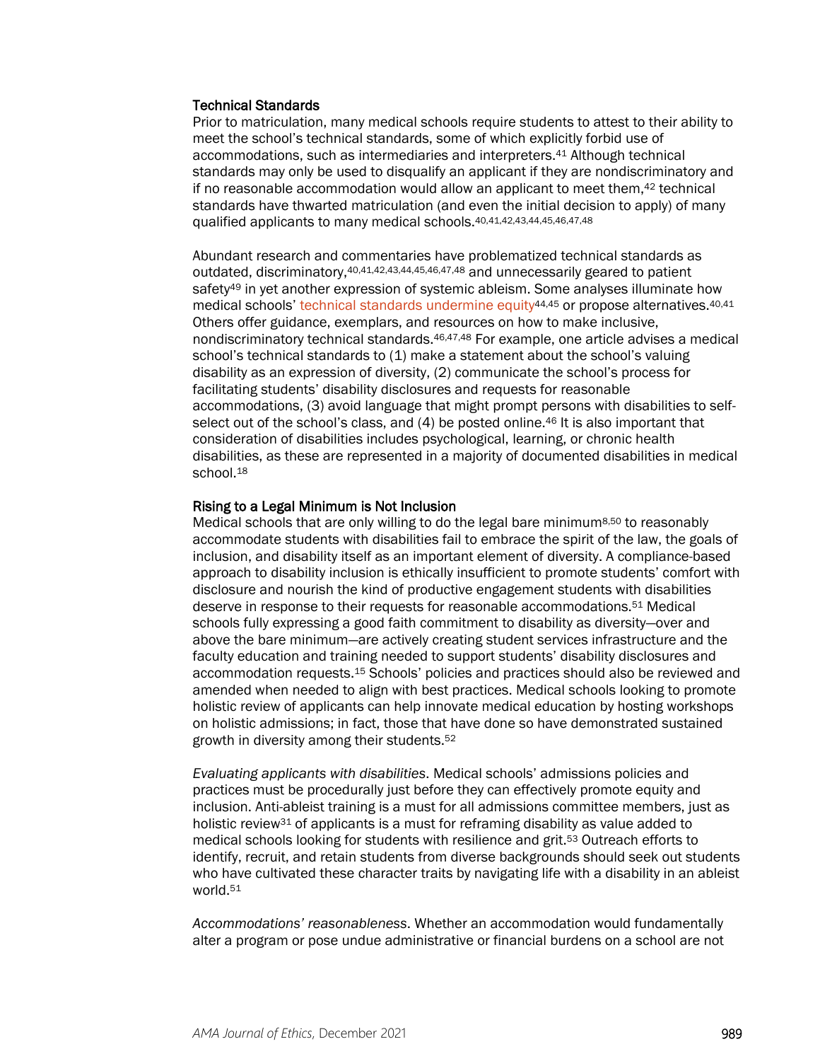### Technical Standards

Prior to matriculation, many medical schools require students to attest to their ability to meet the school's technical standards, some of which explicitly forbid use of accommodations, such as intermediaries and interpreters.[41] Although technical standards may only be used to disqualify an applicant if they are nondiscriminatory and if no reasonable accommodation would allow an applicant to meet them,[42] technical standards have thwarted matriculation (and even the initial decision to apply) of many qualified applicants to many medical schools.[40,41,42,43,44,45,46,47,48]

Abundant research and commentaries have problematized technical standards as outdated, discriminatory,[40,41,42,43,44,45,46,47,48] and unnecessarily geared to patient safety[49] in yet another expression of systemic ableism. Some analyses illuminate how medical schools' technical standards undermine equity[44,45] or propose alternatives.[40,41] Others offer guidance, exemplars, and resources on how to make inclusive, nondiscriminatory technical standards.[46,47,48] For example, one article advises a medical school's technical standards to (1) make a statement about the school's valuing disability as an expression of diversity, (2) communicate the school's process for facilitating students' disability disclosures and requests for reasonable accommodations, (3) avoid language that might prompt persons with disabilities to self-select out of the school's class, and (4) be posted online.[46] It is also important that consideration of disabilities includes psychological, learning, or chronic health disabilities, as these are represented in a majority of documented disabilities in medical school.[18]

### Rising to a Legal Minimum is Not Inclusion

Medical schools that are only willing to do the legal bare minimum[8,50] to reasonably accommodate students with disabilities fail to embrace the spirit of the law, the goals of inclusion, and disability itself as an important element of diversity. A compliance-based approach to disability inclusion is ethically insufficient to promote students' comfort with disclosure and nourish the kind of productive engagement students with disabilities deserve in response to their requests for reasonable accommodations.[51] Medical schools fully expressing a good faith commitment to disability as diversity—over and above the bare minimum—are actively creating student services infrastructure and the faculty education and training needed to support students' disability disclosures and accommodation requests.[15] Schools' policies and practices should also be reviewed and amended when needed to align with best practices. Medical schools looking to promote holistic review of applicants can help innovate medical education by hosting workshops on holistic admissions; in fact, those that have done so have demonstrated sustained growth in diversity among their students.[52]

*Evaluating applicants with disabilities*. Medical schools' admissions policies and practices must be procedurally just before they can effectively promote equity and inclusion. Anti-ableist training is a must for all admissions committee members, just as holistic review[31] of applicants is a must for reframing disability as value added to medical schools looking for students with resilience and grit.[53] Outreach efforts to identify, recruit, and retain students from diverse backgrounds should seek out students who have cultivated these character traits by navigating life with a disability in an ableist world.[51]

*Accommodations' reasonableness*. Whether an accommodation would fundamentally alter a program or pose undue administrative or financial burdens on a school are not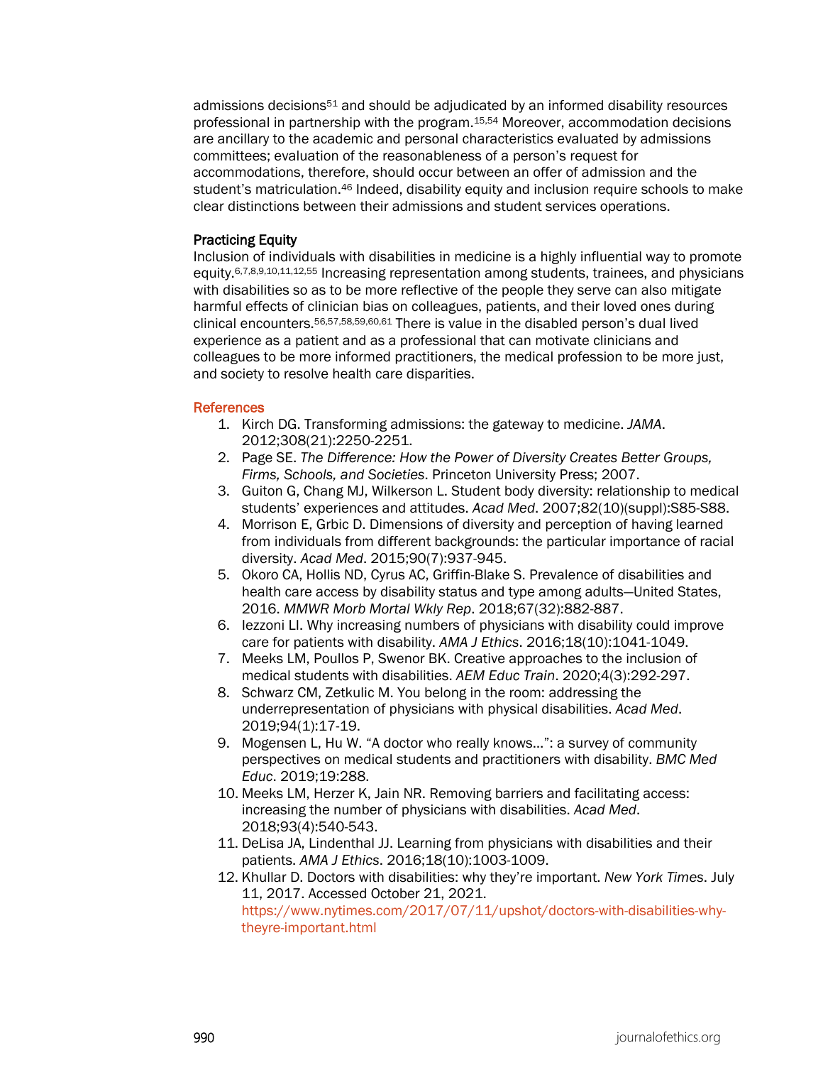admissions decisions[51] and should be adjudicated by an informed disability resources professional in partnership with the program.[15,54] Moreover, accommodation decisions are ancillary to the academic and personal characteristics evaluated by admissions committees; evaluation of the reasonableness of a person's request for accommodations, therefore, should occur between an offer of admission and the student's matriculation.[46] Indeed, disability equity and inclusion require schools to make clear distinctions between their admissions and student services operations.

### Practicing Equity

Inclusion of individuals with disabilities in medicine is a highly influential way to promote equity.[6,7,8,9,10,11,12,55] Increasing representation among students, trainees, and physicians with disabilities so as to be more reflective of the people they serve can also mitigate harmful effects of clinician bias on colleagues, patients, and their loved ones during clinical encounters.[56,57,58,59,60,61] There is value in the disabled person's dual lived experience as a patient and as a professional that can motivate clinicians and colleagues to be more informed practitioners, the medical profession to be more just, and society to resolve health care disparities.

## References

1. Kirch DG. Transforming admissions: the gateway to medicine. *JAMA*. 2012;308(21):2250-2251.
2. Page SE. *The Difference: How the Power of Diversity Creates Better Groups, Firms, Schools, and Societies*. Princeton University Press; 2007.
3. Guiton G, Chang MJ, Wilkerson L. Student body diversity: relationship to medical students' experiences and attitudes. *Acad Med*. 2007;82(10)(suppl):S85-S88.
4. Morrison E, Grbic D. Dimensions of diversity and perception of having learned from individuals from different backgrounds: the particular importance of racial diversity. *Acad Med*. 2015;90(7):937-945.
5. Okoro CA, Hollis ND, Cyrus AC, Griffin-Blake S. Prevalence of disabilities and health care access by disability status and type among adults—United States, 2016. *MMWR Morb Mortal Wkly Rep*. 2018;67(32):882-887.
6. Iezzoni LI. Why increasing numbers of physicians with disability could improve care for patients with disability. *AMA J Ethics*. 2016;18(10):1041-1049.
7. Meeks LM, Poullos P, Swenor BK. Creative approaches to the inclusion of medical students with disabilities. *AEM Educ Train*. 2020;4(3):292-297.
8. Schwarz CM, Zetkulic M. You belong in the room: addressing the underrepresentation of physicians with physical disabilities. *Acad Med*. 2019;94(1):17-19.
9. Mogensen L, Hu W. "A doctor who really knows...": a survey of community perspectives on medical students and practitioners with disability. *BMC Med Educ*. 2019;19:288.
10. Meeks LM, Herzer K, Jain NR. Removing barriers and facilitating access: increasing the number of physicians with disabilities. *Acad Med*. 2018;93(4):540-543.
11. DeLisa JA, Lindenthal JJ. Learning from physicians with disabilities and their patients. *AMA J Ethics*. 2016;18(10):1003-1009.
12. Khullar D. Doctors with disabilities: why they're important. *New York Times*. July 11, 2017. Accessed October 21, 2021. https://www.nytimes.com/2017/07/11/upshot/doctors-with-disabilities-why-theyre-important.html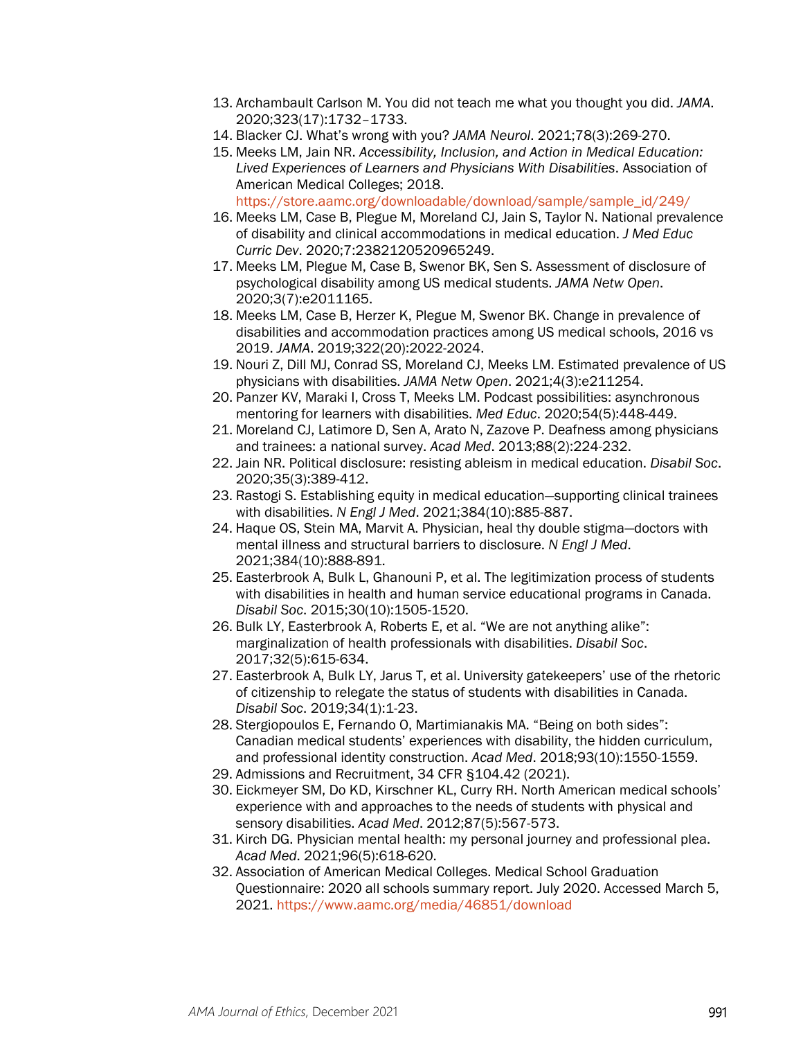13. Archambault Carlson M. You did not teach me what you thought you did. *JAMA*. 2020;323(17):1732–1733.
14. Blacker CJ. What's wrong with you? *JAMA Neurol*. 2021;78(3):269-270.
15. Meeks LM, Jain NR. *Accessibility, Inclusion, and Action in Medical Education: Lived Experiences of Learners and Physicians With Disabilities*. Association of American Medical Colleges; 2018. https://store.aamc.org/downloadable/download/sample/sample_id/249/
16. Meeks LM, Case B, Plegue M, Moreland CJ, Jain S, Taylor N. National prevalence of disability and clinical accommodations in medical education. *J Med Educ Curric Dev*. 2020;7:2382120520965249.
17. Meeks LM, Plegue M, Case B, Swenor BK, Sen S. Assessment of disclosure of psychological disability among US medical students. *JAMA Netw Open*. 2020;3(7):e2011165.
18. Meeks LM, Case B, Herzer K, Plegue M, Swenor BK. Change in prevalence of disabilities and accommodation practices among US medical schools, 2016 vs 2019. *JAMA*. 2019;322(20):2022-2024.
19. Nouri Z, Dill MJ, Conrad SS, Moreland CJ, Meeks LM. Estimated prevalence of US physicians with disabilities. *JAMA Netw Open*. 2021;4(3):e211254.
20. Panzer KV, Maraki I, Cross T, Meeks LM. Podcast possibilities: asynchronous mentoring for learners with disabilities. *Med Educ*. 2020;54(5):448-449.
21. Moreland CJ, Latimore D, Sen A, Arato N, Zazove P. Deafness among physicians and trainees: a national survey. *Acad Med*. 2013;88(2):224-232.
22. Jain NR. Political disclosure: resisting ableism in medical education. *Disabil Soc*. 2020;35(3):389-412.
23. Rastogi S. Establishing equity in medical education—supporting clinical trainees with disabilities. *N Engl J Med*. 2021;384(10):885-887.
24. Haque OS, Stein MA, Marvit A. Physician, heal thy double stigma—doctors with mental illness and structural barriers to disclosure. *N Engl J Med*. 2021;384(10):888-891.
25. Easterbrook A, Bulk L, Ghanouni P, et al. The legitimization process of students with disabilities in health and human service educational programs in Canada. *Disabil Soc*. 2015;30(10):1505-1520.
26. Bulk LY, Easterbrook A, Roberts E, et al. "We are not anything alike": marginalization of health professionals with disabilities. *Disabil Soc*. 2017;32(5):615-634.
27. Easterbrook A, Bulk LY, Jarus T, et al. University gatekeepers' use of the rhetoric of citizenship to relegate the status of students with disabilities in Canada. *Disabil Soc*. 2019;34(1):1-23.
28. Stergiopoulos E, Fernando O, Martimianakis MA. "Being on both sides": Canadian medical students' experiences with disability, the hidden curriculum, and professional identity construction. *Acad Med*. 2018;93(10):1550-1559.
29. Admissions and Recruitment, 34 CFR §104.42 (2021).
30. Eickmeyer SM, Do KD, Kirschner KL, Curry RH. North American medical schools' experience with and approaches to the needs of students with physical and sensory disabilities. *Acad Med*. 2012;87(5):567-573.
31. Kirch DG. Physician mental health: my personal journey and professional plea. *Acad Med*. 2021;96(5):618-620.
32. Association of American Medical Colleges. Medical School Graduation Questionnaire: 2020 all schools summary report. July 2020. Accessed March 5, 2021. https://www.aamc.org/media/46851/download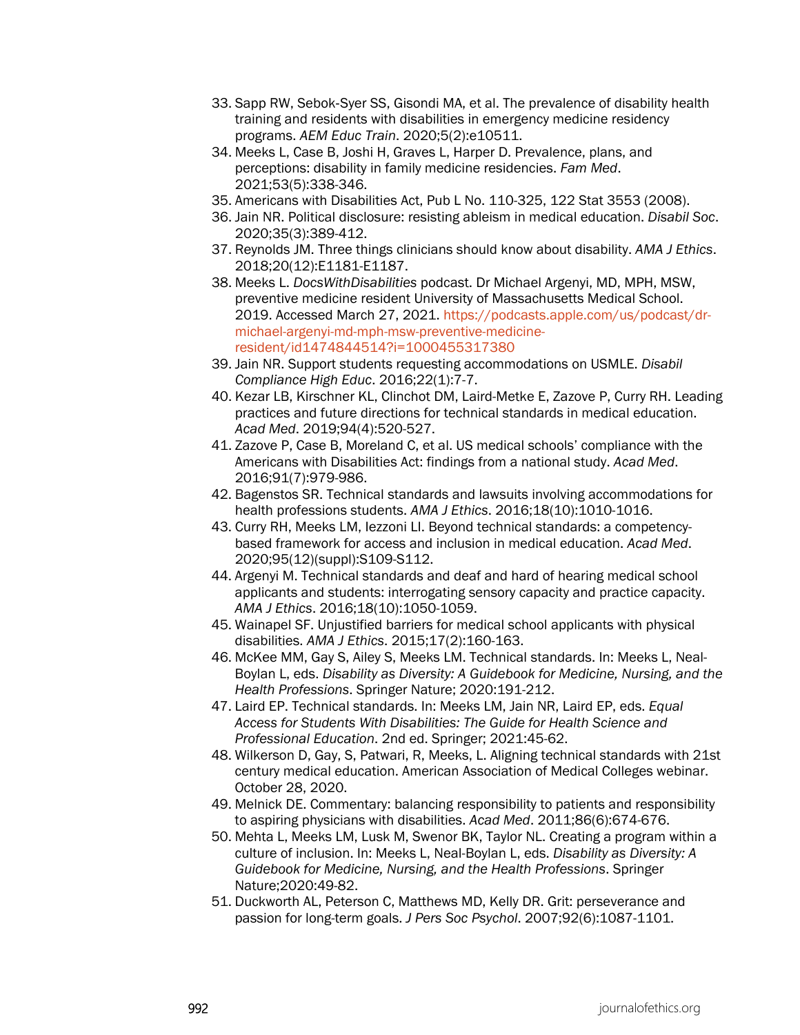33. Sapp RW, Sebok-Syer SS, Gisondi MA, et al. The prevalence of disability health training and residents with disabilities in emergency medicine residency programs. *AEM Educ Train*. 2020;5(2):e10511.
34. Meeks L, Case B, Joshi H, Graves L, Harper D. Prevalence, plans, and perceptions: disability in family medicine residencies. *Fam Med*. 2021;53(5):338-346.
35. Americans with Disabilities Act, Pub L No. 110-325, 122 Stat 3553 (2008).
36. Jain NR. Political disclosure: resisting ableism in medical education. *Disabil Soc*. 2020;35(3):389-412.
37. Reynolds JM. Three things clinicians should know about disability. *AMA J Ethics*. 2018;20(12):E1181-E1187.
38. Meeks L. *DocsWithDisabilities* podcast. Dr Michael Argenyi, MD, MPH, MSW, preventive medicine resident University of Massachusetts Medical School. 2019. Accessed March 27, 2021. https://podcasts.apple.com/us/podcast/dr-michael-argenyi-md-mph-msw-preventive-medicine-resident/id1474844514?i=1000455317380
39. Jain NR. Support students requesting accommodations on USMLE. *Disabil Compliance High Educ*. 2016;22(1):7-7.
40. Kezar LB, Kirschner KL, Clinchot DM, Laird-Metke E, Zazove P, Curry RH. Leading practices and future directions for technical standards in medical education. *Acad Med*. 2019;94(4):520-527.
41. Zazove P, Case B, Moreland C, et al. US medical schools' compliance with the Americans with Disabilities Act: findings from a national study. *Acad Med*. 2016;91(7):979-986.
42. Bagenstos SR. Technical standards and lawsuits involving accommodations for health professions students. *AMA J Ethics*. 2016;18(10):1010-1016.
43. Curry RH, Meeks LM, Iezzoni LI. Beyond technical standards: a competency-based framework for access and inclusion in medical education. *Acad Med*. 2020;95(12)(suppl):S109-S112.
44. Argenyi M. Technical standards and deaf and hard of hearing medical school applicants and students: interrogating sensory capacity and practice capacity. *AMA J Ethics*. 2016;18(10):1050-1059.
45. Wainapel SF. Unjustified barriers for medical school applicants with physical disabilities. *AMA J Ethics*. 2015;17(2):160-163.
46. McKee MM, Gay S, Ailey S, Meeks LM. Technical standards. In: Meeks L, Neal-Boylan L, eds. *Disability as Diversity: A Guidebook for Medicine, Nursing, and the Health Professions*. Springer Nature; 2020:191-212.
47. Laird EP. Technical standards. In: Meeks LM, Jain NR, Laird EP, eds. *Equal Access for Students With Disabilities: The Guide for Health Science and Professional Education*. 2nd ed. Springer; 2021:45-62.
48. Wilkerson D, Gay, S, Patwari, R, Meeks, L. Aligning technical standards with 21st century medical education. American Association of Medical Colleges webinar. October 28, 2020.
49. Melnick DE. Commentary: balancing responsibility to patients and responsibility to aspiring physicians with disabilities. *Acad Med*. 2011;86(6):674-676.
50. Mehta L, Meeks LM, Lusk M, Swenor BK, Taylor NL. Creating a program within a culture of inclusion. In: Meeks L, Neal-Boylan L, eds. *Disability as Diversity: A Guidebook for Medicine, Nursing, and the Health Professions*. Springer Nature;2020:49-82.
51. Duckworth AL, Peterson C, Matthews MD, Kelly DR. Grit: perseverance and passion for long-term goals. *J Pers Soc Psychol*. 2007;92(6):1087-1101.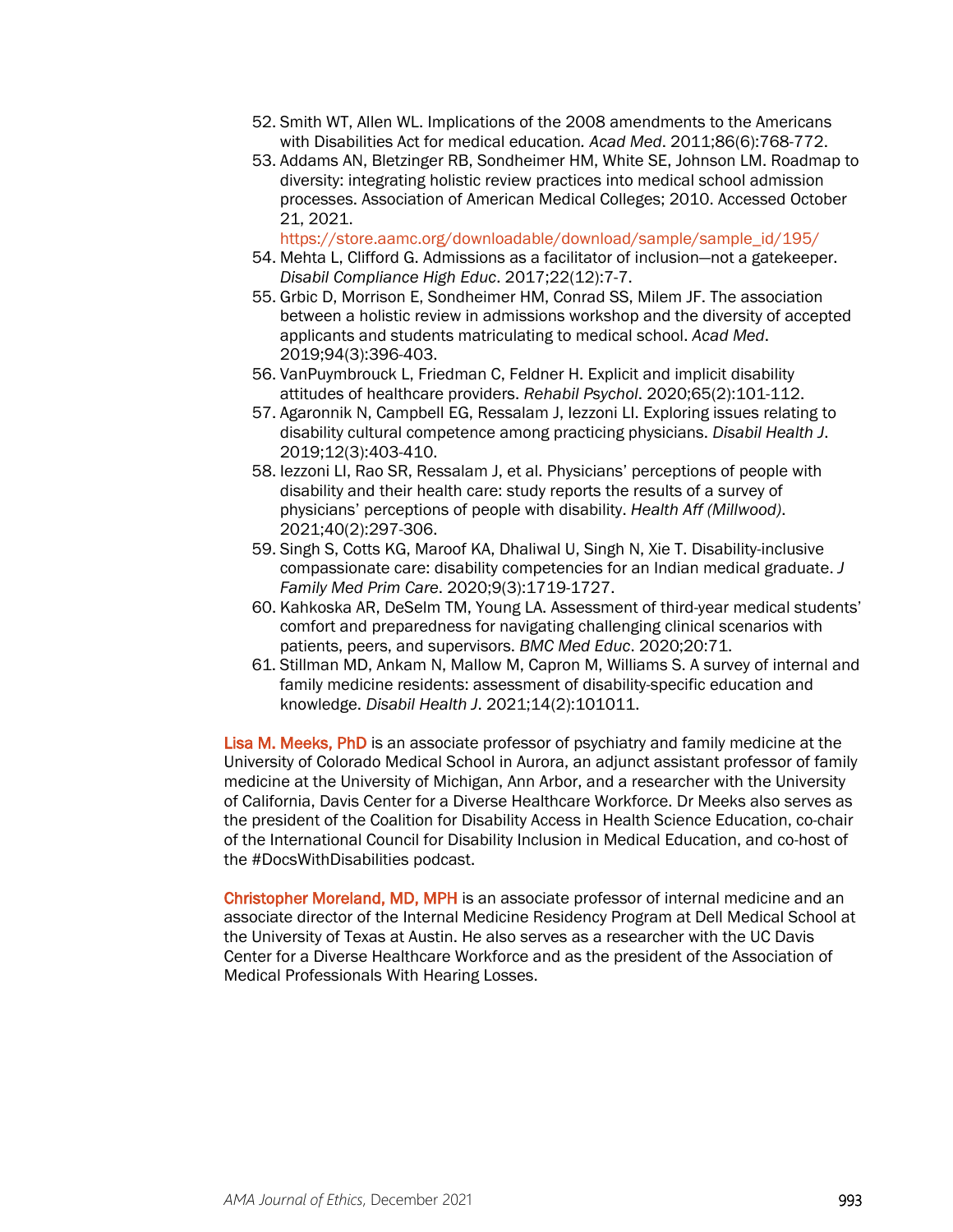52. Smith WT, Allen WL. Implications of the 2008 amendments to the Americans with Disabilities Act for medical education. *Acad Med*. 2011;86(6):768-772.
53. Addams AN, Bletzinger RB, Sondheimer HM, White SE, Johnson LM. Roadmap to diversity: integrating holistic review practices into medical school admission processes. Association of American Medical Colleges; 2010. Accessed October 21, 2021. https://store.aamc.org/downloadable/download/sample/sample_id/195/
54. Mehta L, Clifford G. Admissions as a facilitator of inclusion—not a gatekeeper. *Disabil Compliance High Educ*. 2017;22(12):7-7.
55. Grbic D, Morrison E, Sondheimer HM, Conrad SS, Milem JF. The association between a holistic review in admissions workshop and the diversity of accepted applicants and students matriculating to medical school. *Acad Med*. 2019;94(3):396-403.
56. VanPuymbrouck L, Friedman C, Feldner H. Explicit and implicit disability attitudes of healthcare providers. *Rehabil Psychol*. 2020;65(2):101-112.
57. Agaronnik N, Campbell EG, Ressalam J, Iezzoni LI. Exploring issues relating to disability cultural competence among practicing physicians. *Disabil Health J*. 2019;12(3):403-410.
58. Iezzoni LI, Rao SR, Ressalam J, et al. Physicians' perceptions of people with disability and their health care: study reports the results of a survey of physicians' perceptions of people with disability. *Health Aff (Millwood)*. 2021;40(2):297-306.
59. Singh S, Cotts KG, Maroof KA, Dhaliwal U, Singh N, Xie T. Disability-inclusive compassionate care: disability competencies for an Indian medical graduate. *J Family Med Prim Care*. 2020;9(3):1719-1727.
60. Kahkoska AR, DeSelm TM, Young LA. Assessment of third-year medical students' comfort and preparedness for navigating challenging clinical scenarios with patients, peers, and supervisors. *BMC Med Educ*. 2020;20:71.
61. Stillman MD, Ankam N, Mallow M, Capron M, Williams S. A survey of internal and family medicine residents: assessment of disability-specific education and knowledge. *Disabil Health J*. 2021;14(2):101011.

**Lisa M. Meeks, PhD** is an associate professor of psychiatry and family medicine at the University of Colorado Medical School in Aurora, an adjunct assistant professor of family medicine at the University of Michigan, Ann Arbor, and a researcher with the University of California, Davis Center for a Diverse Healthcare Workforce. Dr Meeks also serves as the president of the Coalition for Disability Access in Health Science Education, co-chair of the International Council for Disability Inclusion in Medical Education, and co-host of the #DocsWithDisabilities podcast.

**Christopher Moreland, MD, MPH** is an associate professor of internal medicine and an associate director of the Internal Medicine Residency Program at Dell Medical School at the University of Texas at Austin. He also serves as a researcher with the UC Davis Center for a Diverse Healthcare Workforce and as the president of the Association of Medical Professionals With Hearing Losses.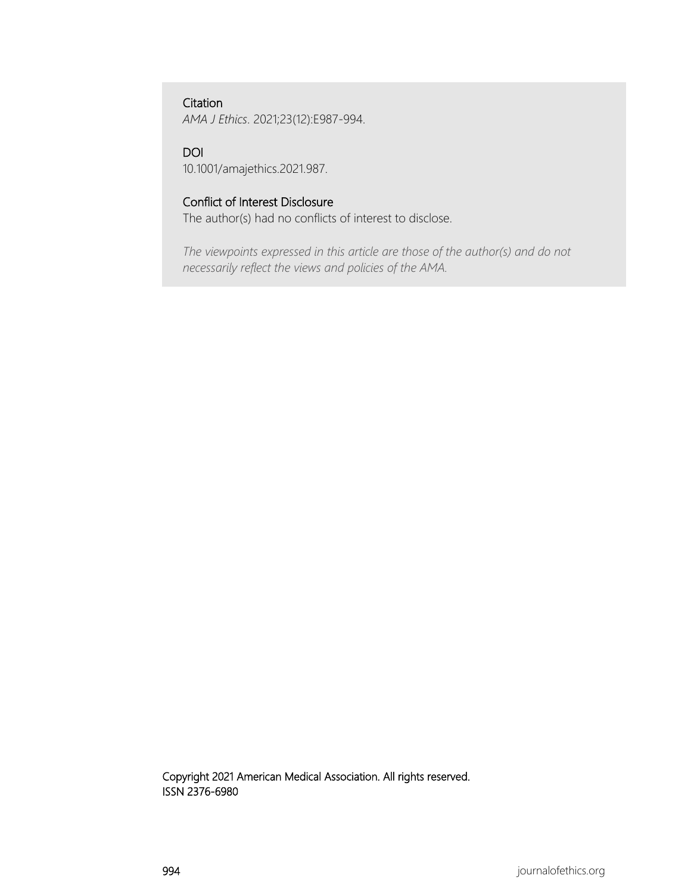Citation

*AMA J Ethics*. 2021;23(12):E987-994.

DOI

10.1001/amajethics.2021.987.

Conflict of Interest Disclosure

The author(s) had no conflicts of interest to disclose.

*The viewpoints expressed in this article are those of the author(s) and do not necessarily reflect the views and policies of the AMA.*

Copyright 2021 American Medical Association. All rights reserved.
ISSN 2376-6980